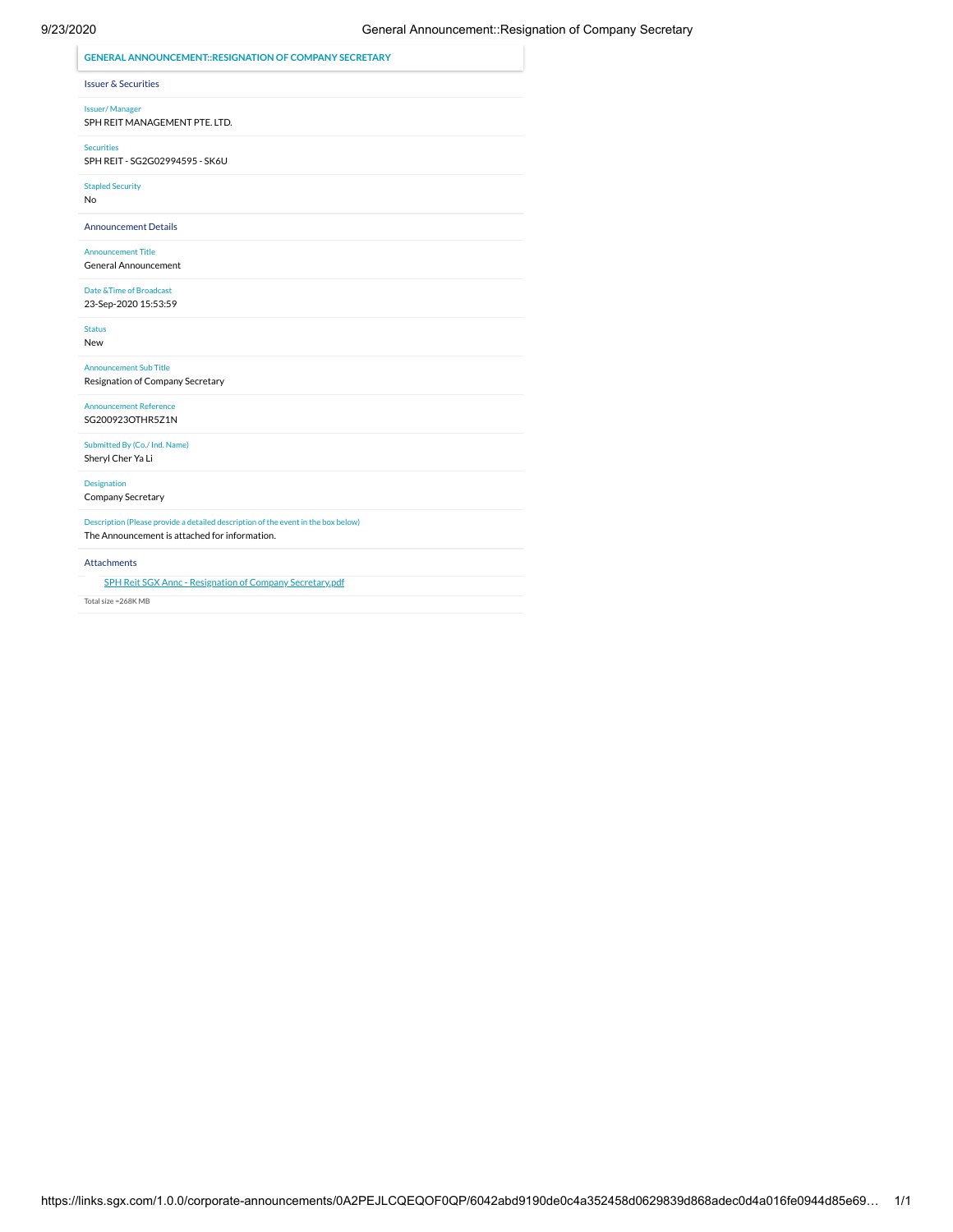## GENERAL ANNOUNCEMENT::RESIGNATION OF COMPANY SECRETARY

### Issuer & Securities

**Issuer/ Manager**
SPH REIT MANAGEMENT PTE. LTD.

**Securities**
SPH REIT - SG2G02994595 - SK6U

**Stapled Security**
No

### Announcement Details

**Announcement Title**
General Announcement

**Date &Time of Broadcast**
23-Sep-2020 15:53:59

**Status**
New

**Announcement Sub Title**
Resignation of Company Secretary

**Announcement Reference**
SG200923OTHR5Z1N

**Submitted By (Co./ Ind. Name)**
Sheryl Cher Ya Li

**Designation**
Company Secretary

**Description (Please provide a detailed description of the event in the box below)**
The Announcement is attached for information.

### Attachments

SPH Reit SGX Annc - Resignation of Company Secretary.pdf

Total size =268K MB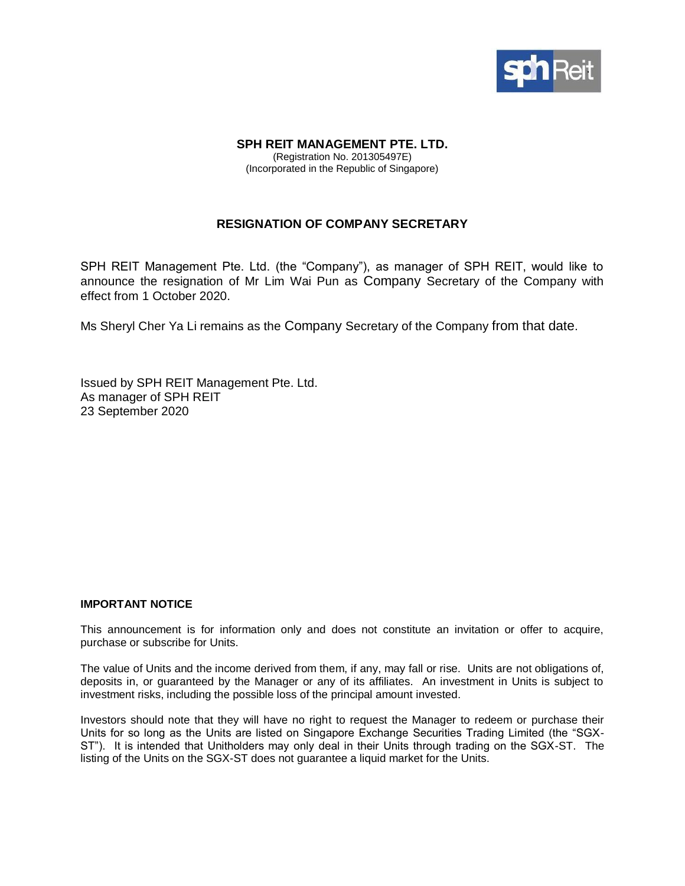**SPH REIT MANAGEMENT PTE. LTD.**
(Registration No. 201305497E)
(Incorporated in the Republic of Singapore)

## RESIGNATION OF COMPANY SECRETARY

SPH REIT Management Pte. Ltd. (the "Company"), as manager of SPH REIT, would like to announce the resignation of Mr Lim Wai Pun as Company Secretary of the Company with effect from 1 October 2020.

Ms Sheryl Cher Ya Li remains as the Company Secretary of the Company from that date.

Issued by SPH REIT Management Pte. Ltd.
As manager of SPH REIT
23 September 2020

**IMPORTANT NOTICE**

This announcement is for information only and does not constitute an invitation or offer to acquire, purchase or subscribe for Units.

The value of Units and the income derived from them, if any, may fall or rise. Units are not obligations of, deposits in, or guaranteed by the Manager or any of its affiliates. An investment in Units is subject to investment risks, including the possible loss of the principal amount invested.

Investors should note that they will have no right to request the Manager to redeem or purchase their Units for so long as the Units are listed on Singapore Exchange Securities Trading Limited (the "SGX-ST"). It is intended that Unitholders may only deal in their Units through trading on the SGX-ST. The listing of the Units on the SGX-ST does not guarantee a liquid market for the Units.